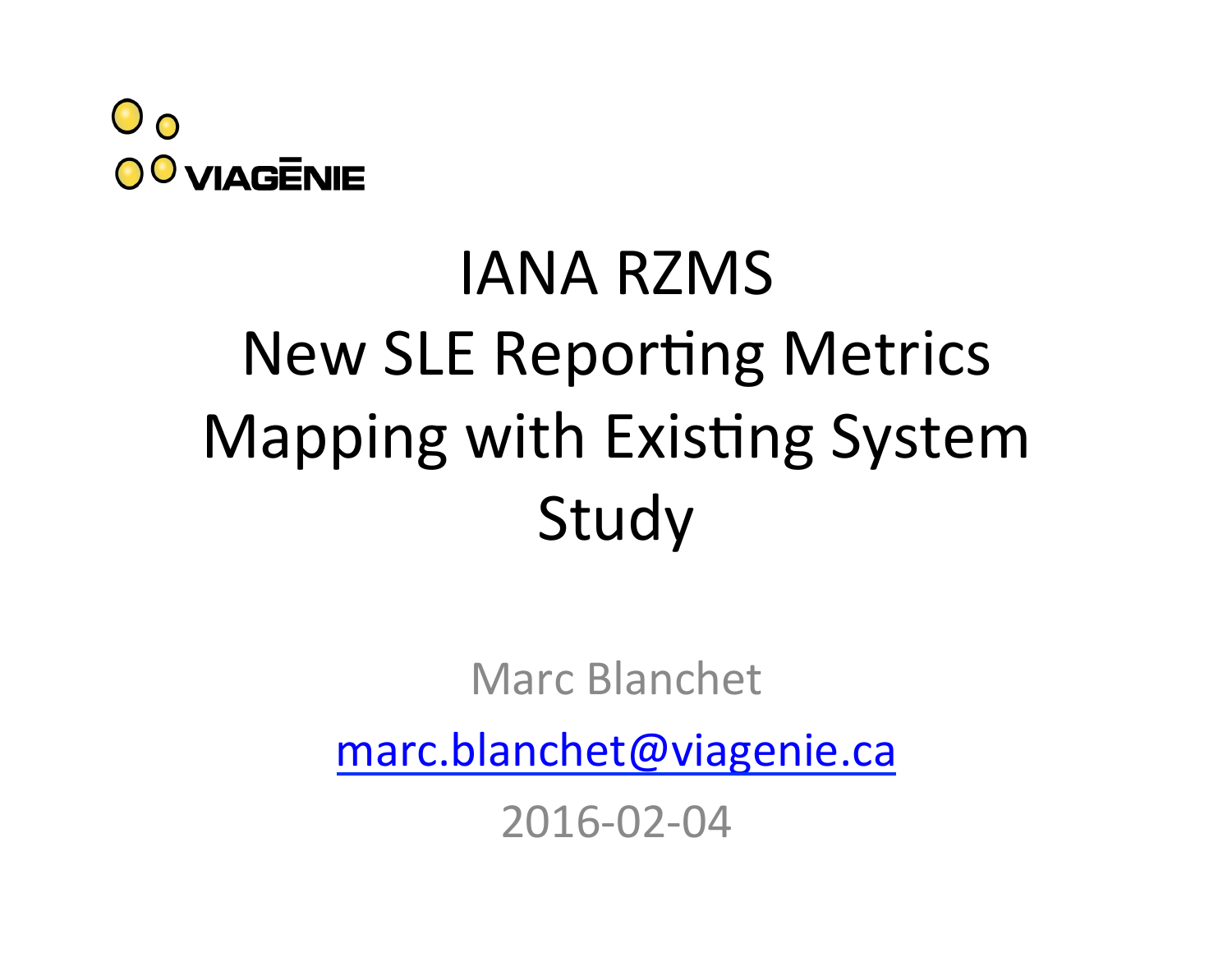VIAGĒNIE

# IANA RZMS New SLE Reporting Metrics Mapping with Existing System Study

Marc Blanchet

marc.blanchet@viagenie.ca

2016-02-04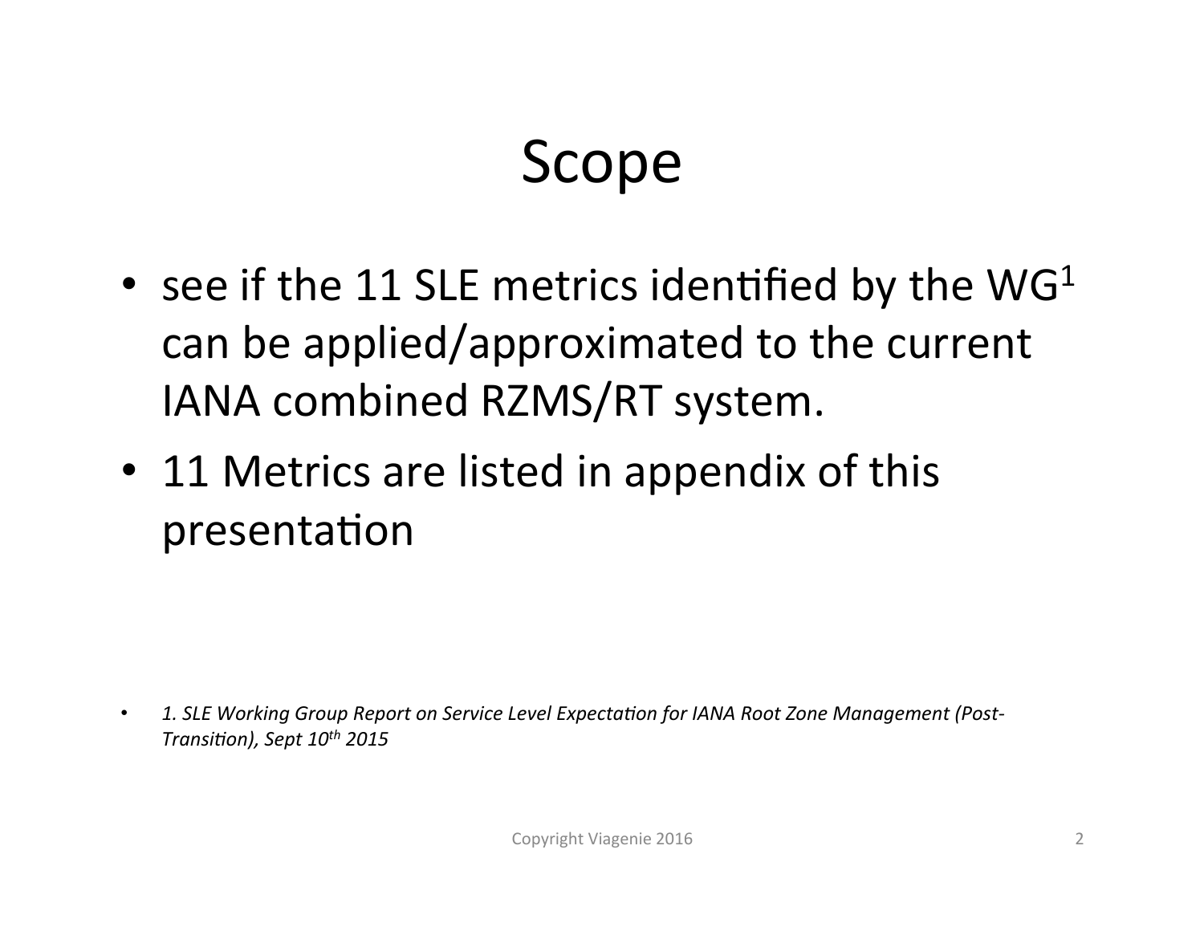# Scope

- see if the 11 SLE metrics identified by the WG[1] can be applied/approximated to the current IANA combined RZMS/RT system.
- 11 Metrics are listed in appendix of this presentation

- *1. SLE Working Group Report on Service Level Expectation for IANA Root Zone Management (Post-Transition), Sept 10th 2015*

Copyright Viagenie 2016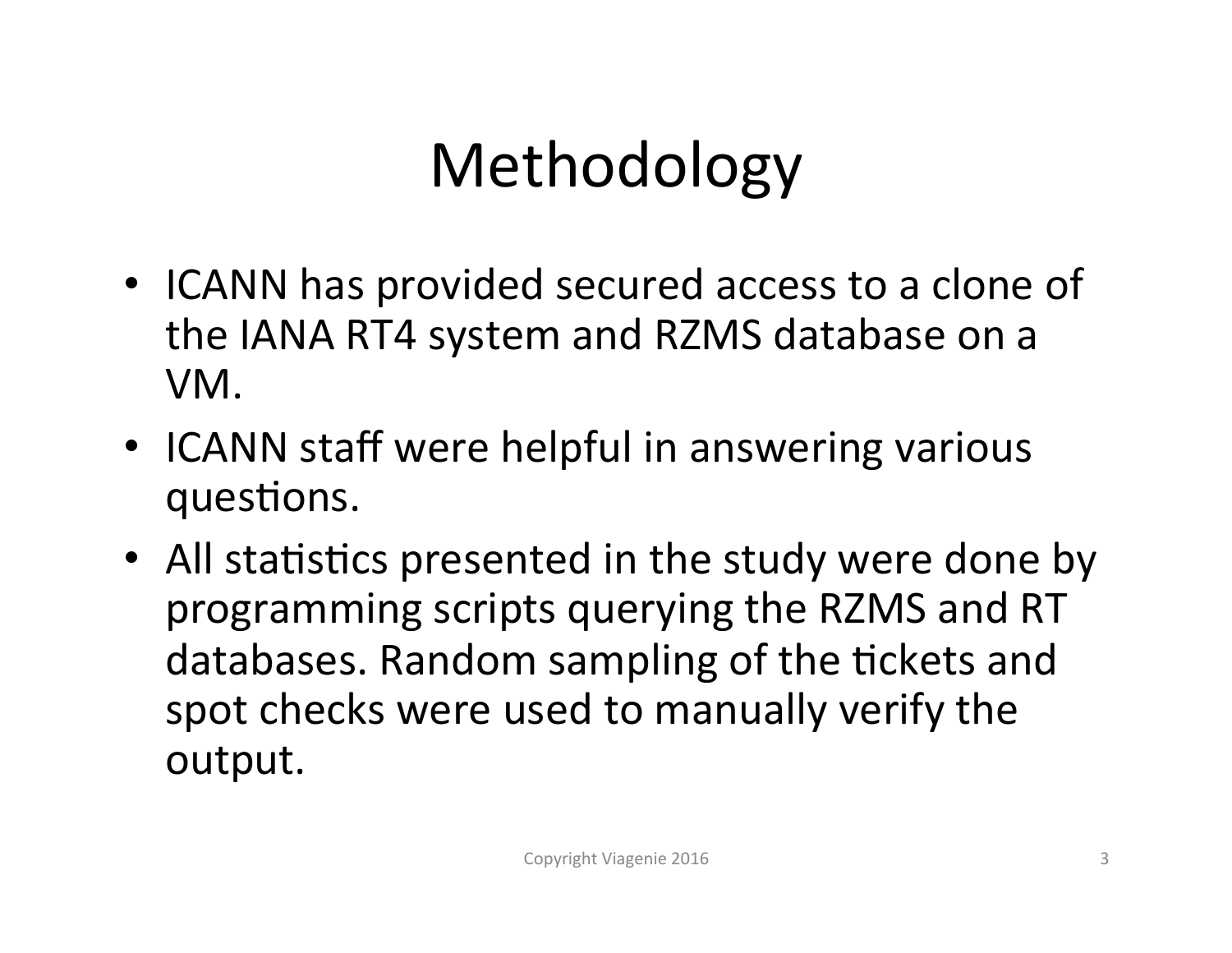# Methodology

- ICANN has provided secured access to a clone of the IANA RT4 system and RZMS database on a VM.
- ICANN staff were helpful in answering various questions.
- All statistics presented in the study were done by programming scripts querying the RZMS and RT databases. Random sampling of the tickets and spot checks were used to manually verify the output.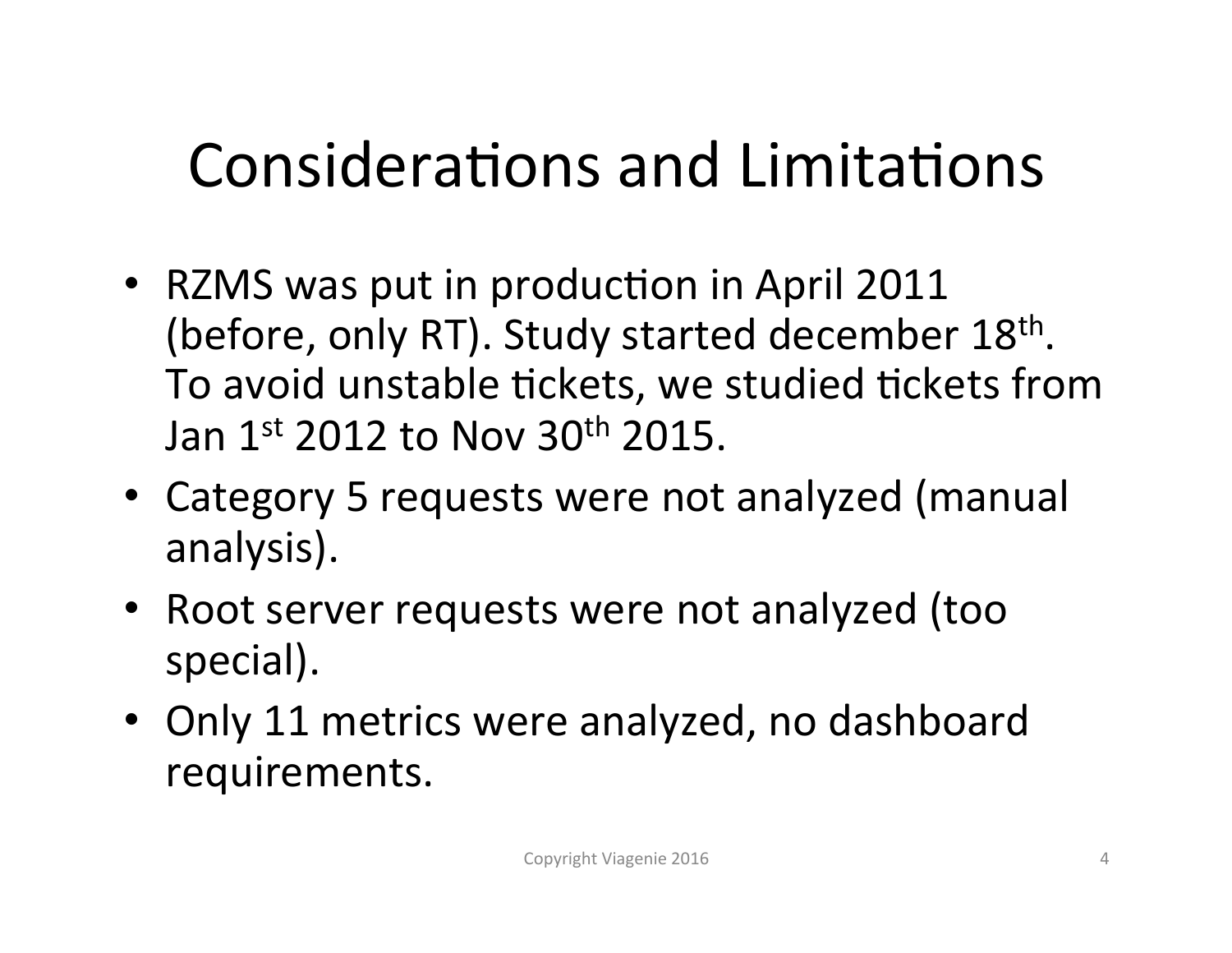# Considerations and Limitations

- RZMS was put in production in April 2011 (before, only RT). Study started december 18th. To avoid unstable tickets, we studied tickets from Jan 1st 2012 to Nov 30th 2015.
- Category 5 requests were not analyzed (manual analysis).
- Root server requests were not analyzed (too special).
- Only 11 metrics were analyzed, no dashboard requirements.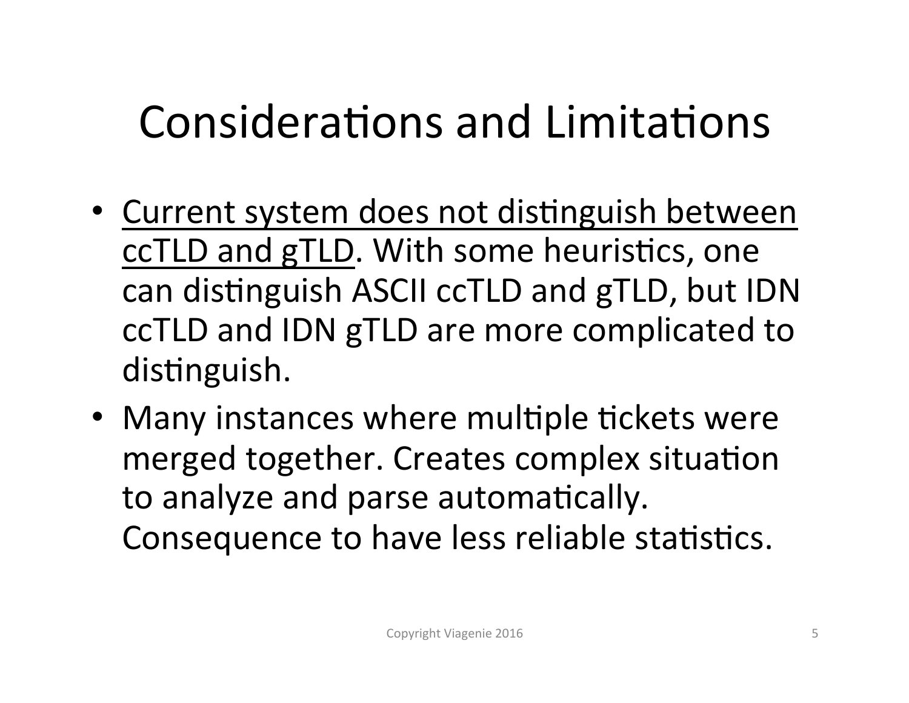# Considerations and Limitations

- <u>Current system does not distinguish between ccTLD and gTLD</u>. With some heuristics, one can distinguish ASCII ccTLD and gTLD, but IDN ccTLD and IDN gTLD are more complicated to distinguish.
- Many instances where multiple tickets were merged together. Creates complex situation to analyze and parse automatically. Consequence to have less reliable statistics.

Copyright Viagenie 2016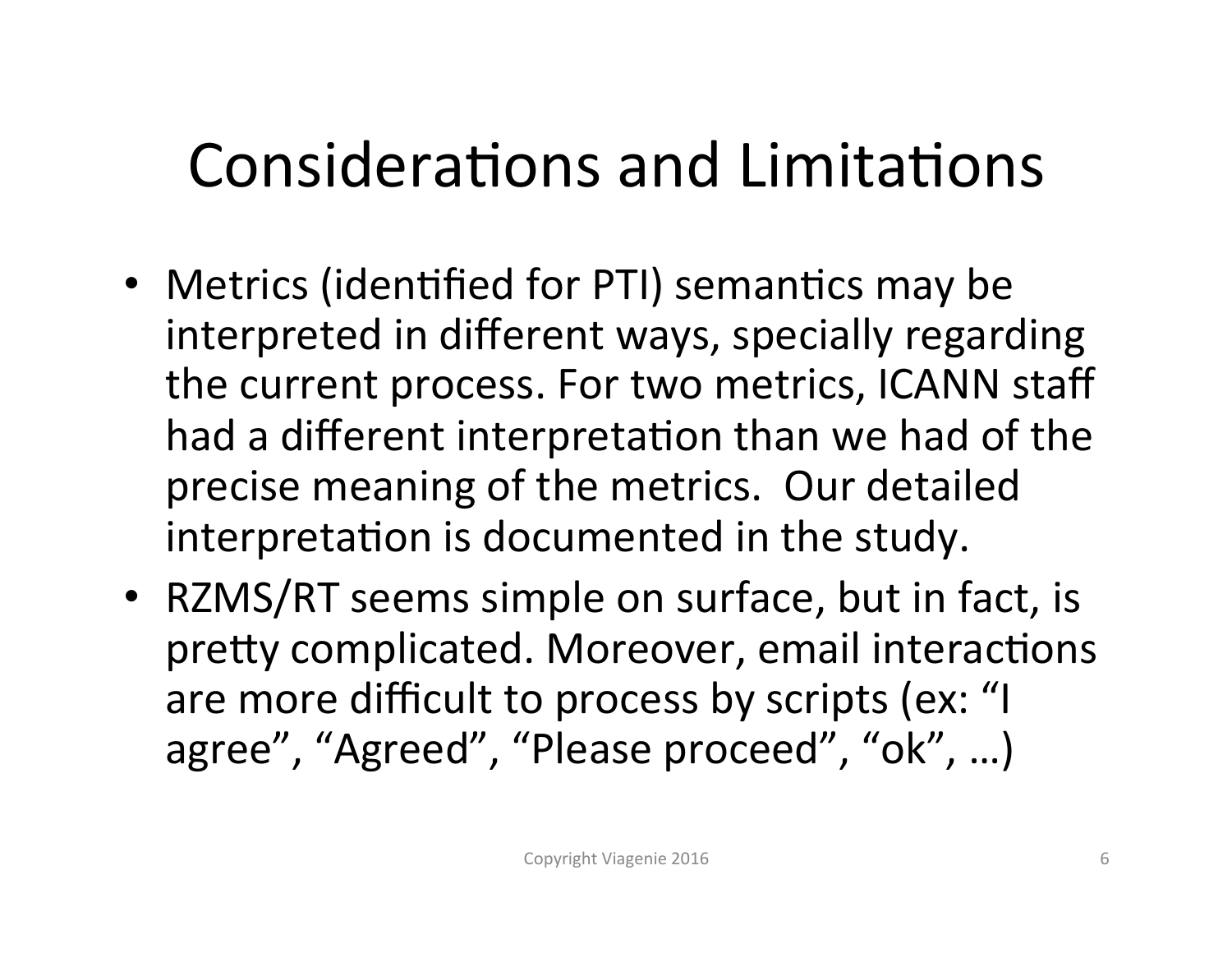# Considerations and Limitations

- Metrics (identified for PTI) semantics may be interpreted in different ways, specially regarding the current process. For two metrics, ICANN staff had a different interpretation than we had of the precise meaning of the metrics. Our detailed interpretation is documented in the study.
- RZMS/RT seems simple on surface, but in fact, is pretty complicated. Moreover, email interactions are more difficult to process by scripts (ex: "I agree", "Agreed", "Please proceed", "ok", …)

Copyright Viagenie 2016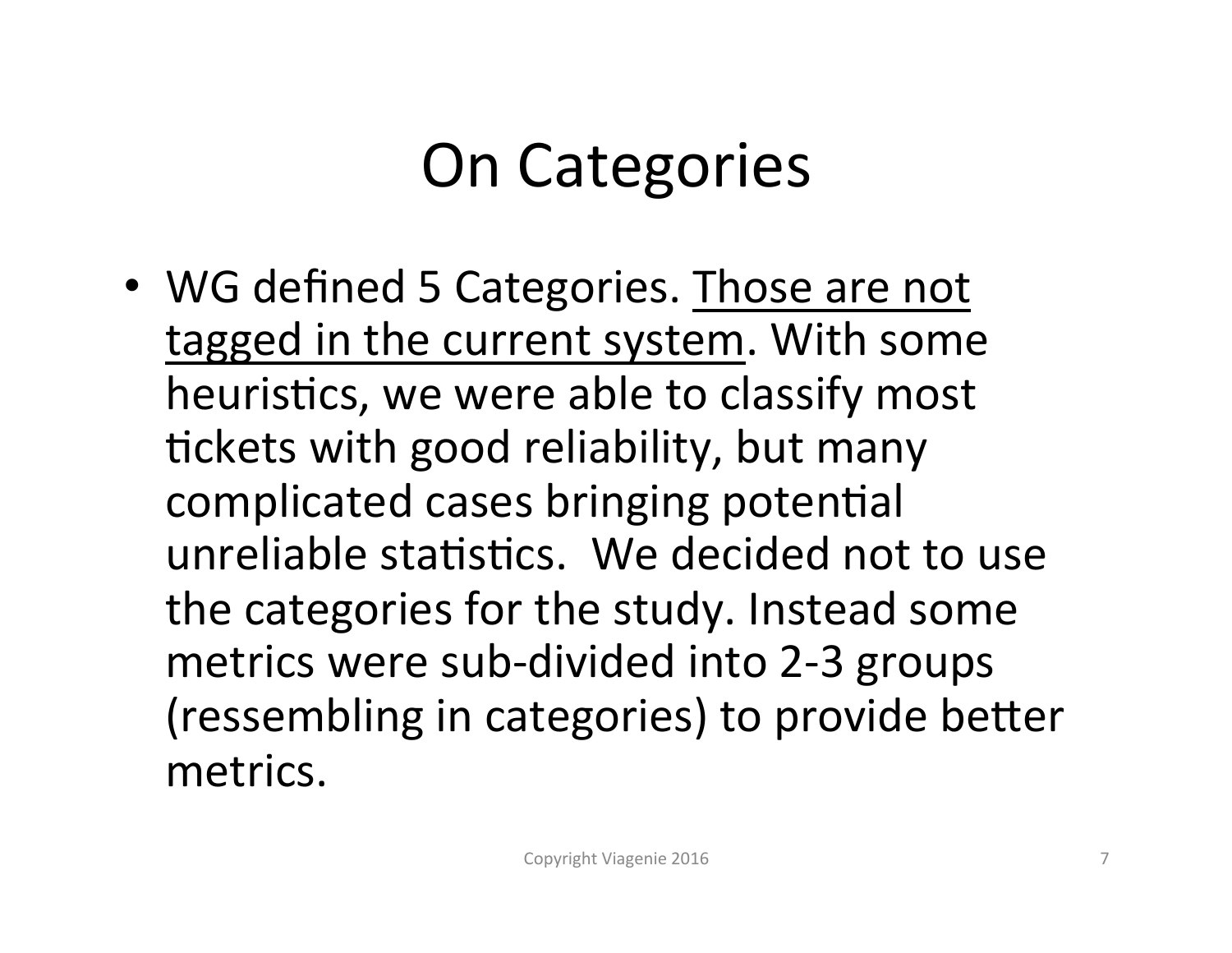# On Categories

- WG defined 5 Categories. <u>Those are not tagged in the current system</u>. With some heuristics, we were able to classify most tickets with good reliability, but many complicated cases bringing potential unreliable statistics. We decided not to use the categories for the study. Instead some metrics were sub-divided into 2-3 groups (ressembling in categories) to provide better metrics.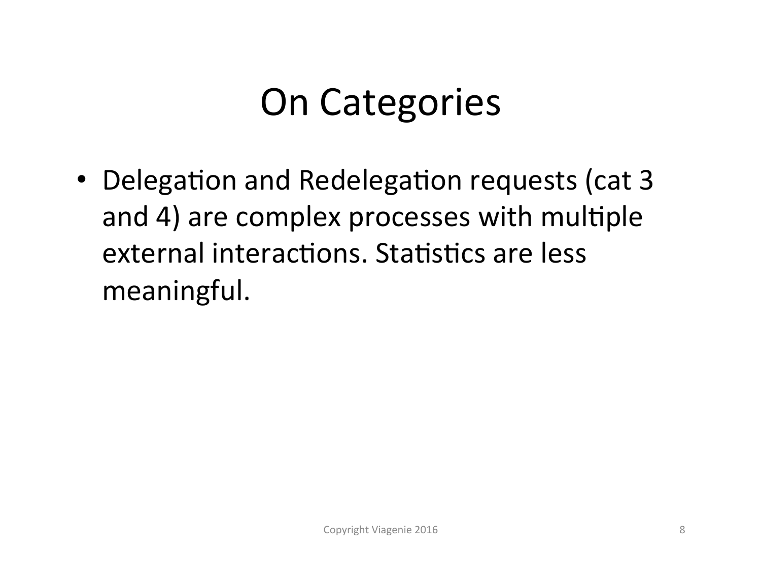# On Categories

- Delegation and Redelegation requests (cat 3 and 4) are complex processes with multiple external interactions. Statistics are less meaningful.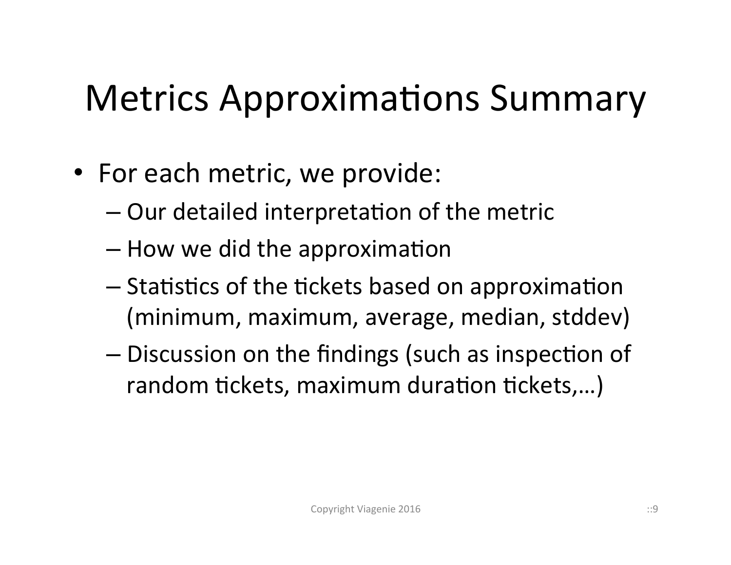# Metrics Approximations Summary

- For each metric, we provide:
  - Our detailed interpretation of the metric
  - How we did the approximation
  - Statistics of the tickets based on approximation (minimum, maximum, average, median, stddev)
  - Discussion on the findings (such as inspection of random tickets, maximum duration tickets,…)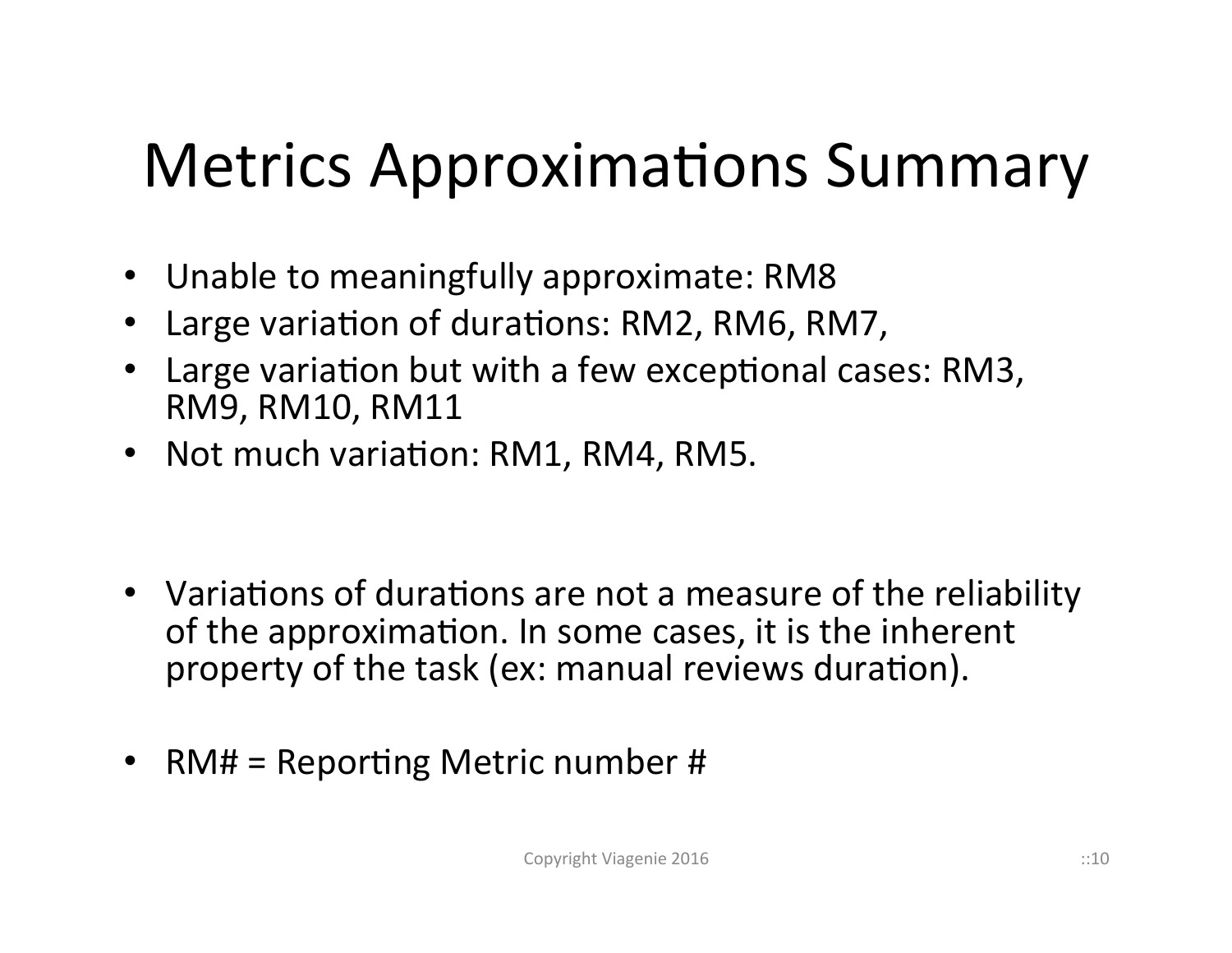# Metrics Approximations Summary

- Unable to meaningfully approximate: RM8
- Large variation of durations: RM2, RM6, RM7,
- Large variation but with a few exceptional cases: RM3, RM9, RM10, RM11
- Not much variation: RM1, RM4, RM5.

- Variations of durations are not a measure of the reliability of the approximation. In some cases, it is the inherent property of the task (ex: manual reviews duration).

- RM# = Reporting Metric number #

Copyright Viagenie 2016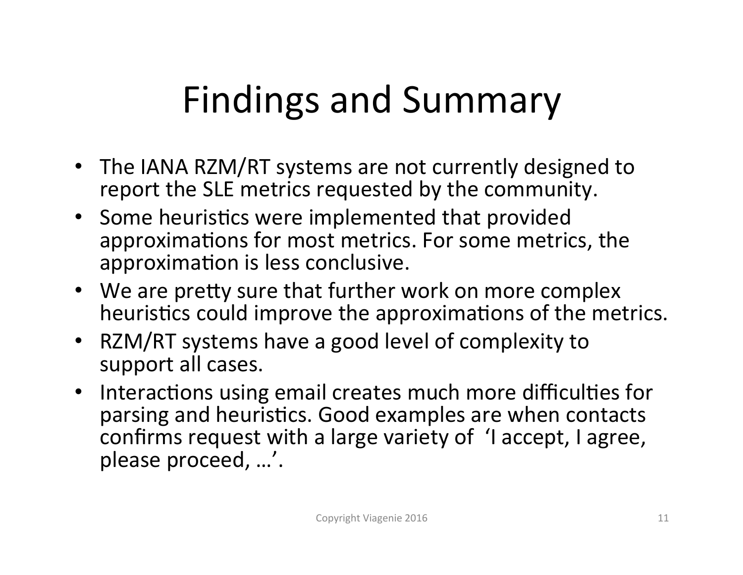# Findings and Summary

- The IANA RZM/RT systems are not currently designed to report the SLE metrics requested by the community.
- Some heuristics were implemented that provided approximations for most metrics. For some metrics, the approximation is less conclusive.
- We are pretty sure that further work on more complex heuristics could improve the approximations of the metrics.
- RZM/RT systems have a good level of complexity to support all cases.
- Interactions using email creates much more difficulties for parsing and heuristics. Good examples are when contacts confirms request with a large variety of 'I accept, I agree, please proceed, …'.

Copyright Viagenie 2016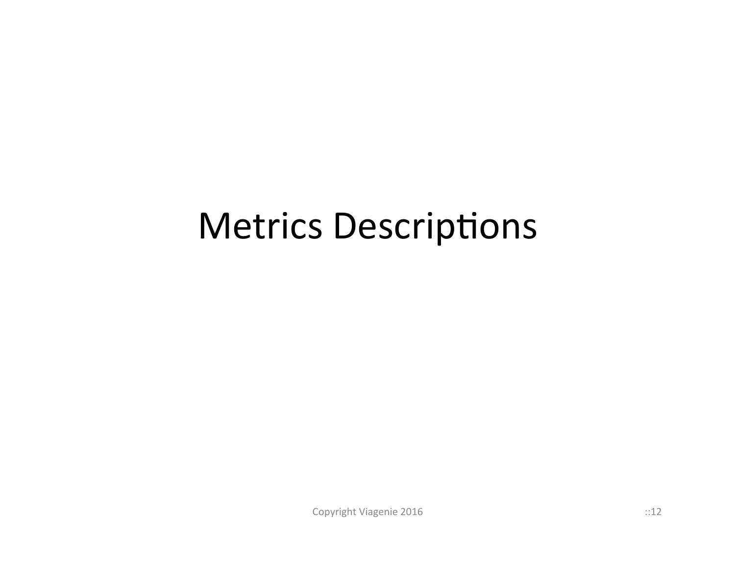# Metrics Descriptions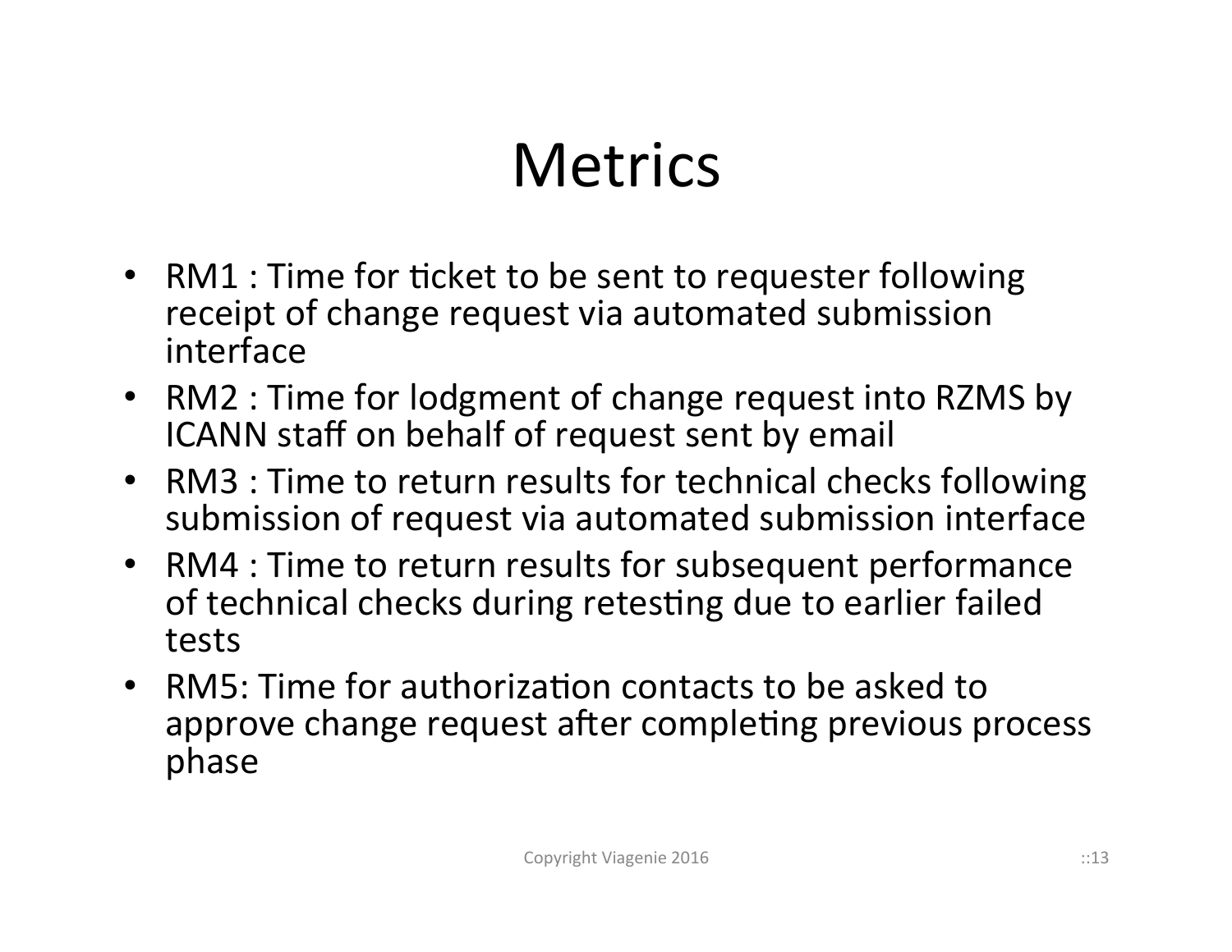# Metrics

- RM1 : Time for ticket to be sent to requester following receipt of change request via automated submission interface
- RM2 : Time for lodgment of change request into RZMS by ICANN staff on behalf of request sent by email
- RM3 : Time to return results for technical checks following submission of request via automated submission interface
- RM4 : Time to return results for subsequent performance of technical checks during retesting due to earlier failed tests
- RM5: Time for authorization contacts to be asked to approve change request after completing previous process phase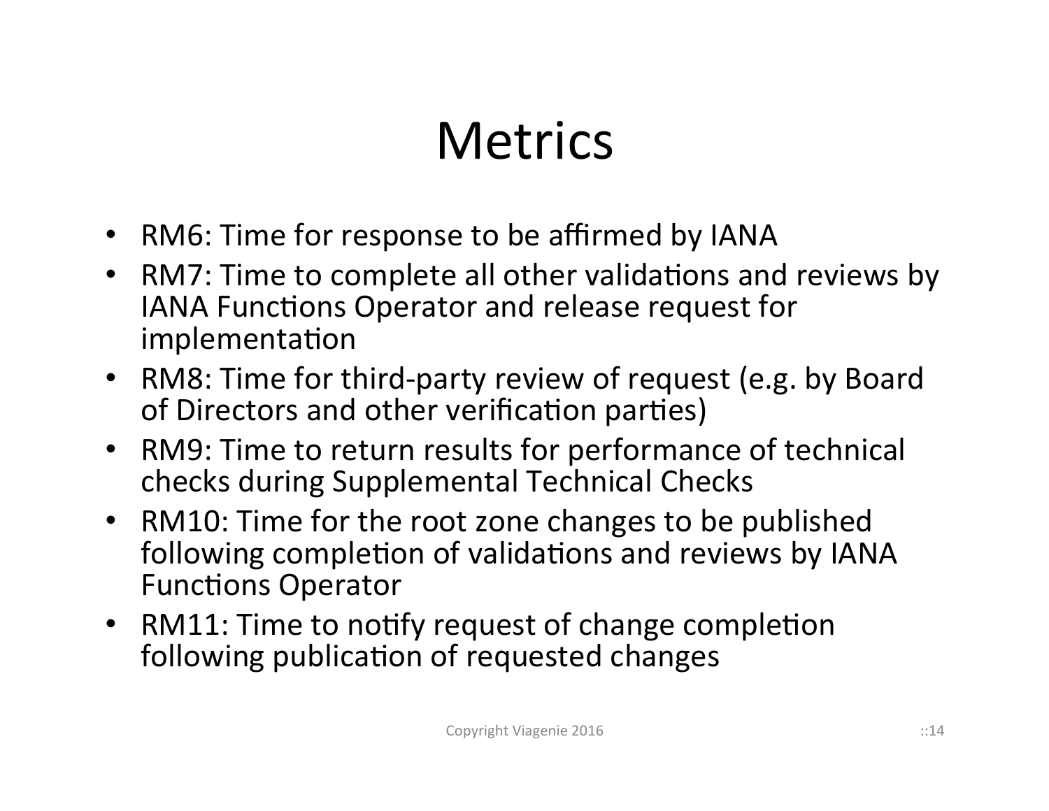# Metrics

- RM6: Time for response to be affirmed by IANA
- RM7: Time to complete all other validations and reviews by IANA Functions Operator and release request for implementation
- RM8: Time for third-party review of request (e.g. by Board of Directors and other verification parties)
- RM9: Time to return results for performance of technical checks during Supplemental Technical Checks
- RM10: Time for the root zone changes to be published following completion of validations and reviews by IANA Functions Operator
- RM11: Time to notify request of change completion following publication of requested changes